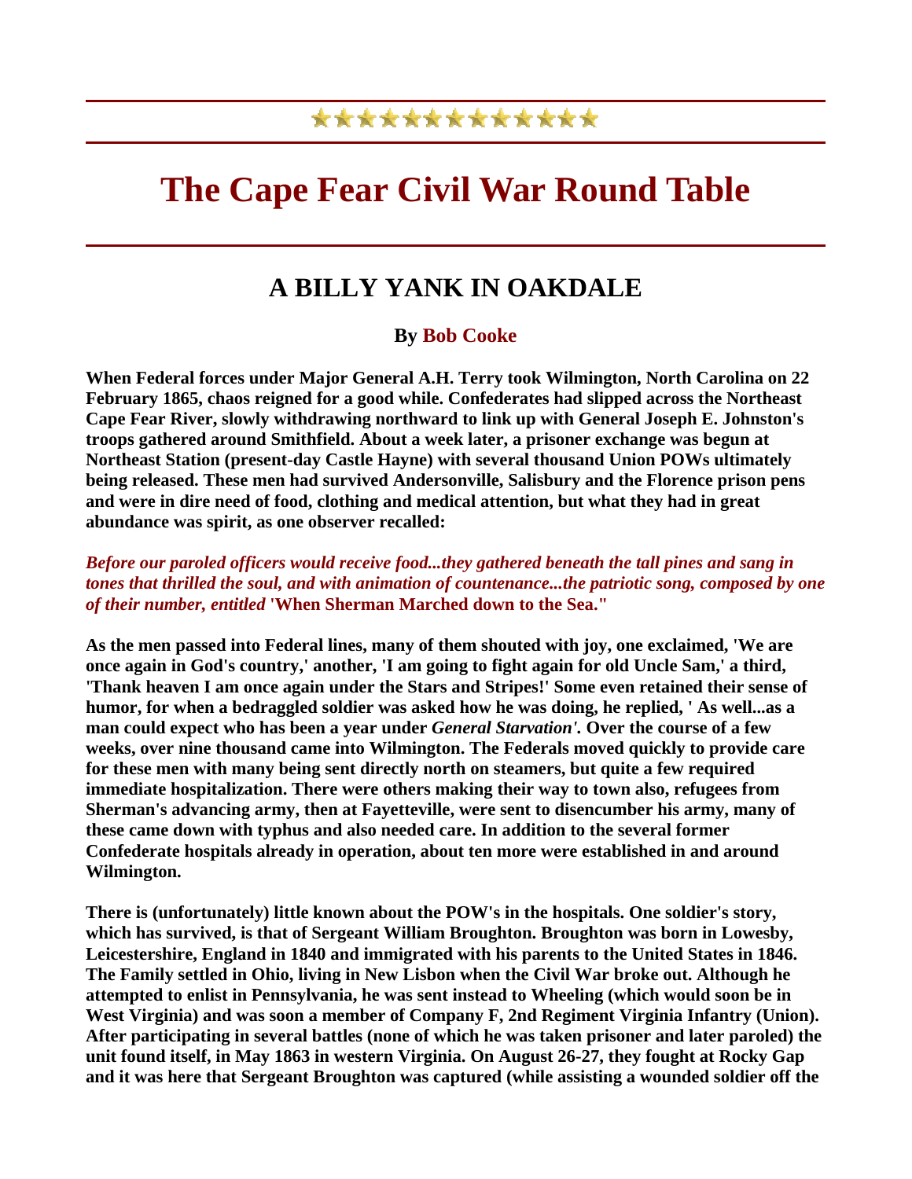# The Cape Fear Civil War Round Table

## A BILLY YANK IN OAKDALE

**By Bob Cooke**

**When Federal forces under Major General A.H. Terry took Wilmington, North Carolina on 22 February 1865, chaos reigned for a good while. Confederates had slipped across the Northeast Cape Fear River, slowly withdrawing northward to link up with General Joseph E. Johnston's troops gathered around Smithfield. About a week later, a prisoner exchange was begun at Northeast Station (present-day Castle Hayne) with several thousand Union POWs ultimately being released. These men had survived Andersonville, Salisbury and the Florence prison pens and were in dire need of food, clothing and medical attention, but what they had in great abundance was spirit, as one observer recalled:**

***Before our paroled officers would receive food...they gathered beneath the tall pines and sang in tones that thrilled the soul, and with animation of countenance...the patriotic song, composed by one of their number, entitled* 'When Sherman Marched down to the Sea."**

**As the men passed into Federal lines, many of them shouted with joy, one exclaimed, 'We are once again in God's country,' another, 'I am going to fight again for old Uncle Sam,' a third, 'Thank heaven I am once again under the Stars and Stripes!' Some even retained their sense of humor, for when a bedraggled soldier was asked how he was doing, he replied, ' As well...as a man could expect who has been a year under *General Starvation'*. Over the course of a few weeks, over nine thousand came into Wilmington. The Federals moved quickly to provide care for these men with many being sent directly north on steamers, but quite a few required immediate hospitalization. There were others making their way to town also, refugees from Sherman's advancing army, then at Fayetteville, were sent to disencumber his army, many of these came down with typhus and also needed care. In addition to the several former Confederate hospitals already in operation, about ten more were established in and around Wilmington.**

**There is (unfortunately) little known about the POW's in the hospitals. One soldier's story, which has survived, is that of Sergeant William Broughton. Broughton was born in Lowesby, Leicestershire, England in 1840 and immigrated with his parents to the United States in 1846. The Family settled in Ohio, living in New Lisbon when the Civil War broke out. Although he attempted to enlist in Pennsylvania, he was sent instead to Wheeling (which would soon be in West Virginia) and was soon a member of Company F, 2nd Regiment Virginia Infantry (Union). After participating in several battles (none of which he was taken prisoner and later paroled) the unit found itself, in May 1863 in western Virginia. On August 26-27, they fought at Rocky Gap and it was here that Sergeant Broughton was captured (while assisting a wounded soldier off the**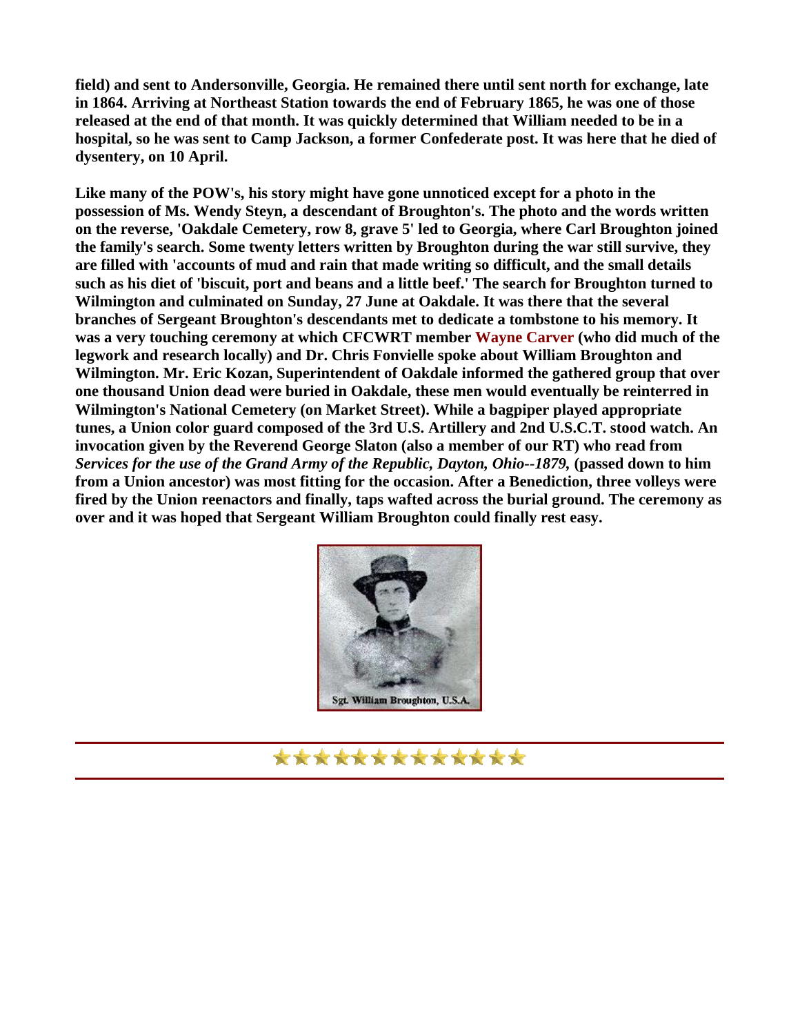**field) and sent to Andersonville, Georgia. He remained there until sent north for exchange, late in 1864. Arriving at Northeast Station towards the end of February 1865, he was one of those released at the end of that month. It was quickly determined that William needed to be in a hospital, so he was sent to Camp Jackson, a former Confederate post. It was here that he died of dysentery, on 10 April.**

**Like many of the POW's, his story might have gone unnoticed except for a photo in the possession of Ms. Wendy Steyn, a descendant of Broughton's. The photo and the words written on the reverse, 'Oakdale Cemetery, row 8, grave 5' led to Georgia, where Carl Broughton joined the family's search. Some twenty letters written by Broughton during the war still survive, they are filled with 'accounts of mud and rain that made writing so difficult, and the small details such as his diet of 'biscuit, port and beans and a little beef.' The search for Broughton turned to Wilmington and culminated on Sunday, 27 June at Oakdale. It was there that the several branches of Sergeant Broughton's descendants met to dedicate a tombstone to his memory. It was a very touching ceremony at which CFCWRT member Wayne Carver (who did much of the legwork and research locally) and Dr. Chris Fonvielle spoke about William Broughton and Wilmington. Mr. Eric Kozan, Superintendent of Oakdale informed the gathered group that over one thousand Union dead were buried in Oakdale, these men would eventually be reinterred in Wilmington's National Cemetery (on Market Street). While a bagpiper played appropriate tunes, a Union color guard composed of the 3rd U.S. Artillery and 2nd U.S.C.T. stood watch. An invocation given by the Reverend George Slaton (also a member of our RT) who read from *Services for the use of the Grand Army of the Republic, Dayton, Ohio--1879,* (passed down to him from a Union ancestor) was most fitting for the occasion. After a Benediction, three volleys were fired by the Union reenactors and finally, taps wafted across the burial ground. The ceremony as over and it was hoped that Sergeant William Broughton could finally rest easy.**

Sgt. William Broughton, U.S.A.

---

★★★★★★★★★★★★★

---